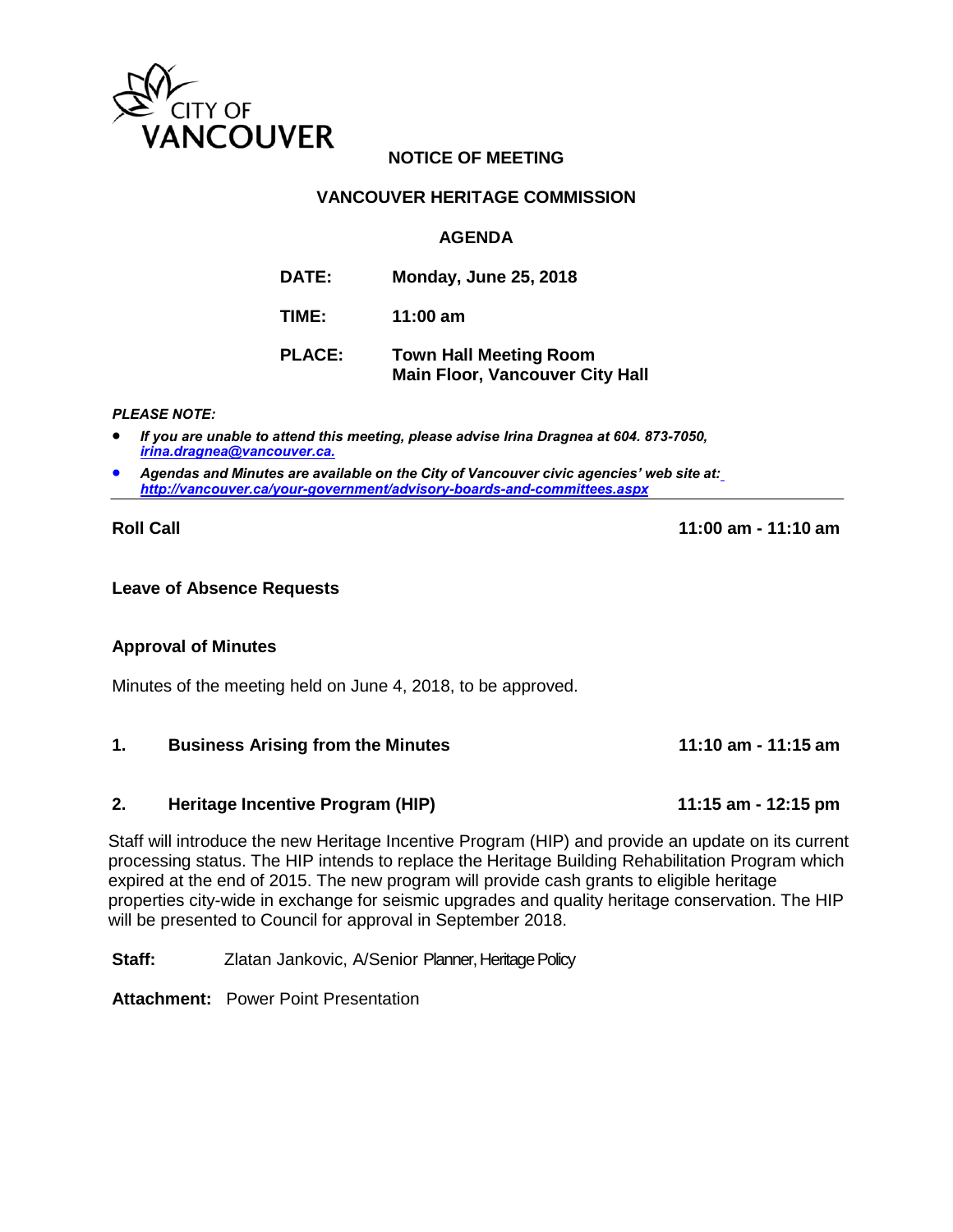CITY OF VANCOUVER

**NOTICE OF MEETING**

**VANCOUVER HERITAGE COMMISSION**

**AGENDA**

**DATE:** Monday, June 25, 2018

**TIME:** 11:00 am

**PLACE:** Town Hall Meeting Room
Main Floor, Vancouver City Hall

***PLEASE NOTE:***

- ***If you are unable to attend this meeting, please advise Irina Dragnea at 604. 873-7050, [irina.dragnea@vancouver.ca.](mailto:irina.dragnea@vancouver.ca)***
- ***Agendas and Minutes are available on the City of Vancouver civic agencies' web site at: <http://vancouver.ca/your-government/advisory-boards-and-committees.aspx>***

---

**Roll Call** **11:00 am - 11:10 am**

**Leave of Absence Requests**

**Approval of Minutes**

Minutes of the meeting held on June 4, 2018, to be approved.

**1. Business Arising from the Minutes** **11:10 am - 11:15 am**

**2. Heritage Incentive Program (HIP)** **11:15 am - 12:15 pm**

Staff will introduce the new Heritage Incentive Program (HIP) and provide an update on its current processing status. The HIP intends to replace the Heritage Building Rehabilitation Program which expired at the end of 2015. The new program will provide cash grants to eligible heritage properties city-wide in exchange for seismic upgrades and quality heritage conservation. The HIP will be presented to Council for approval in September 2018.

**Staff:** Zlatan Jankovic, A/Senior Planner, Heritage Policy

**Attachment:** Power Point Presentation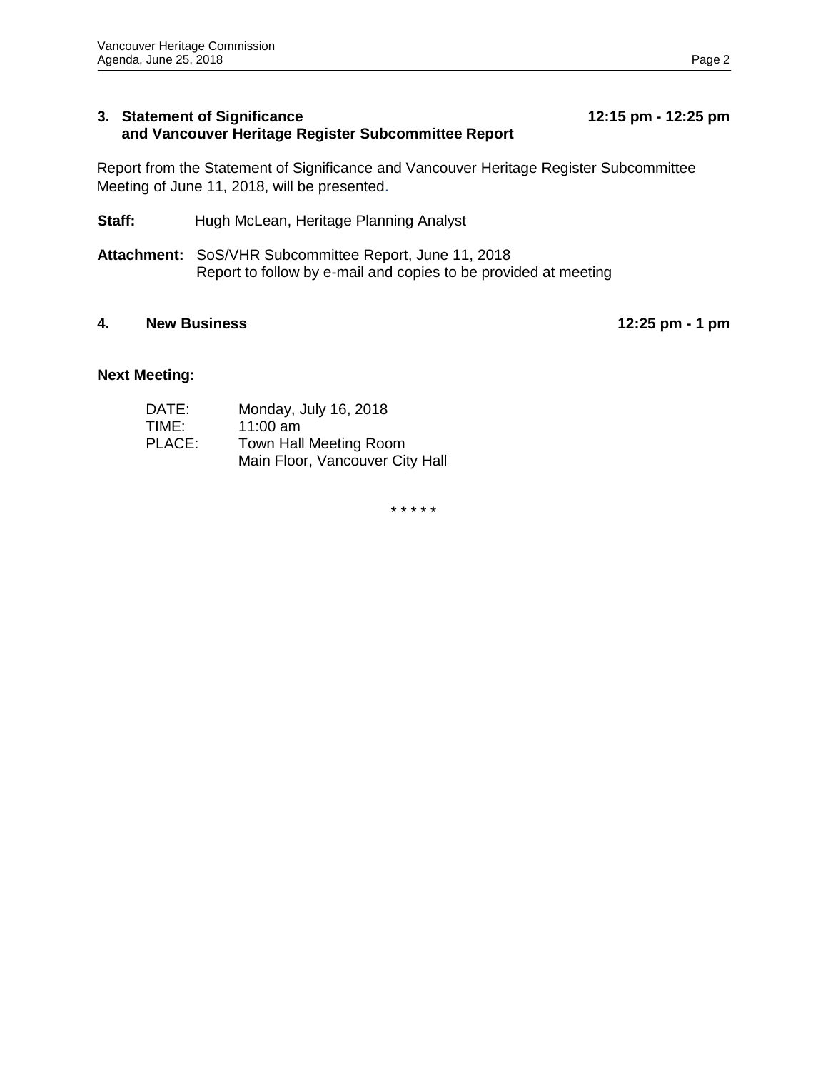### 3. Statement of Significance and Vancouver Heritage Register Subcommittee Report — 12:15 pm - 12:25 pm

Report from the Statement of Significance and Vancouver Heritage Register Subcommittee Meeting of June 11, 2018, will be presented.

**Staff:** Hugh McLean, Heritage Planning Analyst

**Attachment:** SoS/VHR Subcommittee Report, June 11, 2018
Report to follow by e-mail and copies to be provided at meeting

### 4. New Business — 12:25 pm - 1 pm

**Next Meeting:**

DATE: Monday, July 16, 2018
TIME: 11:00 am
PLACE: Town Hall Meeting Room
Main Floor, Vancouver City Hall

* * * * *